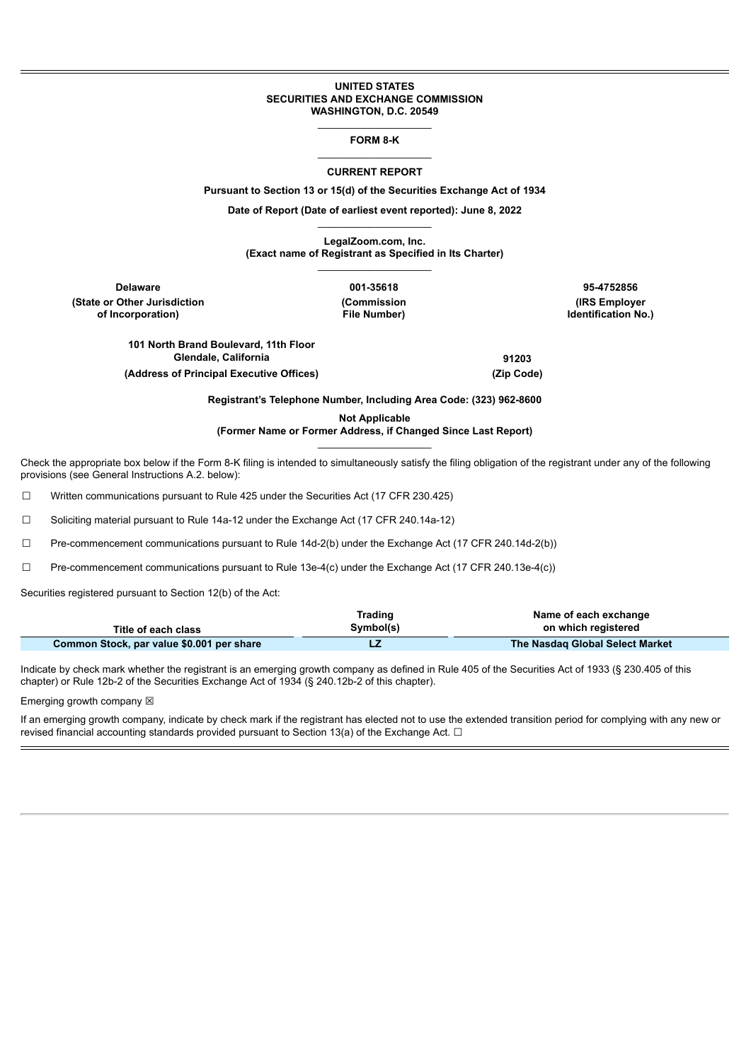**UNITED STATES**
**SECURITIES AND EXCHANGE COMMISSION**
**WASHINGTON, D.C. 20549**

---

# FORM 8-K

---

## CURRENT REPORT

**Pursuant to Section 13 or 15(d) of the Securities Exchange Act of 1934**

**Date of Report (Date of earliest event reported): June 8, 2022**

---

**LegalZoom.com, Inc.**
**(Exact name of Registrant as Specified in Its Charter)**

---

| Delaware | 001-35618 | 95-4752856 |
|---|---|---|
| (State or Other Jurisdiction of Incorporation) | (Commission File Number) | (IRS Employer Identification No.) |

| 101 North Brand Boulevard, 11th Floor Glendale, California | 91203 |
|---|---|
| (Address of Principal Executive Offices) | (Zip Code) |

**Registrant's Telephone Number, Including Area Code: (323) 962-8600**

**Not Applicable**
**(Former Name or Former Address, if Changed Since Last Report)**

---

Check the appropriate box below if the Form 8-K filing is intended to simultaneously satisfy the filing obligation of the registrant under any of the following provisions (see General Instructions A.2. below):

☐ Written communications pursuant to Rule 425 under the Securities Act (17 CFR 230.425)

☐ Soliciting material pursuant to Rule 14a-12 under the Exchange Act (17 CFR 240.14a-12)

☐ Pre-commencement communications pursuant to Rule 14d-2(b) under the Exchange Act (17 CFR 240.14d-2(b))

☐ Pre-commencement communications pursuant to Rule 13e-4(c) under the Exchange Act (17 CFR 240.13e-4(c))

Securities registered pursuant to Section 12(b) of the Act:

| Title of each class | Trading Symbol(s) | Name of each exchange on which registered |
|---|---|---|
| Common Stock, par value $0.001 per share | LZ | The Nasdaq Global Select Market |

Indicate by check mark whether the registrant is an emerging growth company as defined in Rule 405 of the Securities Act of 1933 (§ 230.405 of this chapter) or Rule 12b-2 of the Securities Exchange Act of 1934 (§ 240.12b-2 of this chapter).

Emerging growth company ☒

If an emerging growth company, indicate by check mark if the registrant has elected not to use the extended transition period for complying with any new or revised financial accounting standards provided pursuant to Section 13(a) of the Exchange Act. ☐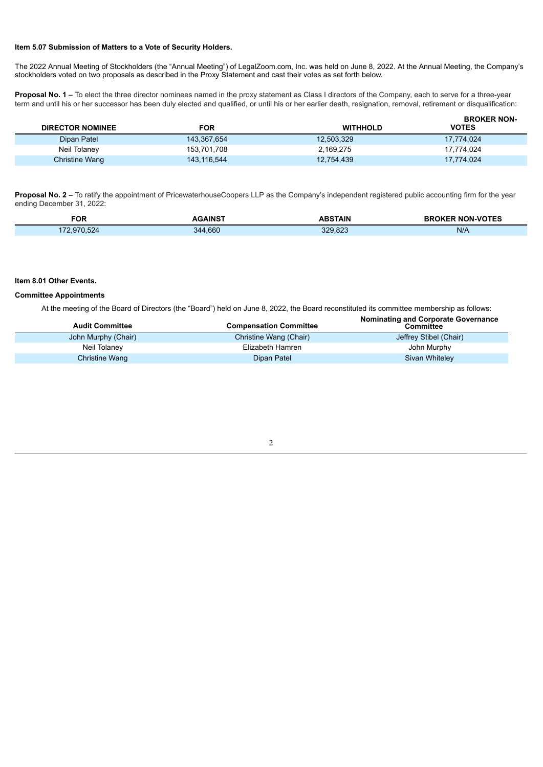**Item 5.07 Submission of Matters to a Vote of Security Holders.**

The 2022 Annual Meeting of Stockholders (the "Annual Meeting") of LegalZoom.com, Inc. was held on June 8, 2022. At the Annual Meeting, the Company's stockholders voted on two proposals as described in the Proxy Statement and cast their votes as set forth below.

**Proposal No. 1** – To elect the three director nominees named in the proxy statement as Class I directors of the Company, each to serve for a three-year term and until his or her successor has been duly elected and qualified, or until his or her earlier death, resignation, removal, retirement or disqualification:

| DIRECTOR NOMINEE | FOR | WITHHOLD | BROKER NON-VOTES |
|---|---|---|---|
| Dipan Patel | 143,367,654 | 12,503,329 | 17,774,024 |
| Neil Tolaney | 153,701,708 | 2,169,275 | 17,774,024 |
| Christine Wang | 143,116,544 | 12,754,439 | 17,774,024 |

**Proposal No. 2** – To ratify the appointment of PricewaterhouseCoopers LLP as the Company's independent registered public accounting firm for the year ending December 31, 2022:

| FOR | AGAINST | ABSTAIN | BROKER NON-VOTES |
|---|---|---|---|
| 172,970,524 | 344,660 | 329,823 | N/A |

**Item 8.01 Other Events.**

**Committee Appointments**

At the meeting of the Board of Directors (the "Board") held on June 8, 2022, the Board reconstituted its committee membership as follows:

| Audit Committee | Compensation Committee | Nominating and Corporate Governance Committee |
|---|---|---|
| John Murphy (Chair) | Christine Wang (Chair) | Jeffrey Stibel (Chair) |
| Neil Tolaney | Elizabeth Hamren | John Murphy |
| Christine Wang | Dipan Patel | Sivan Whiteley |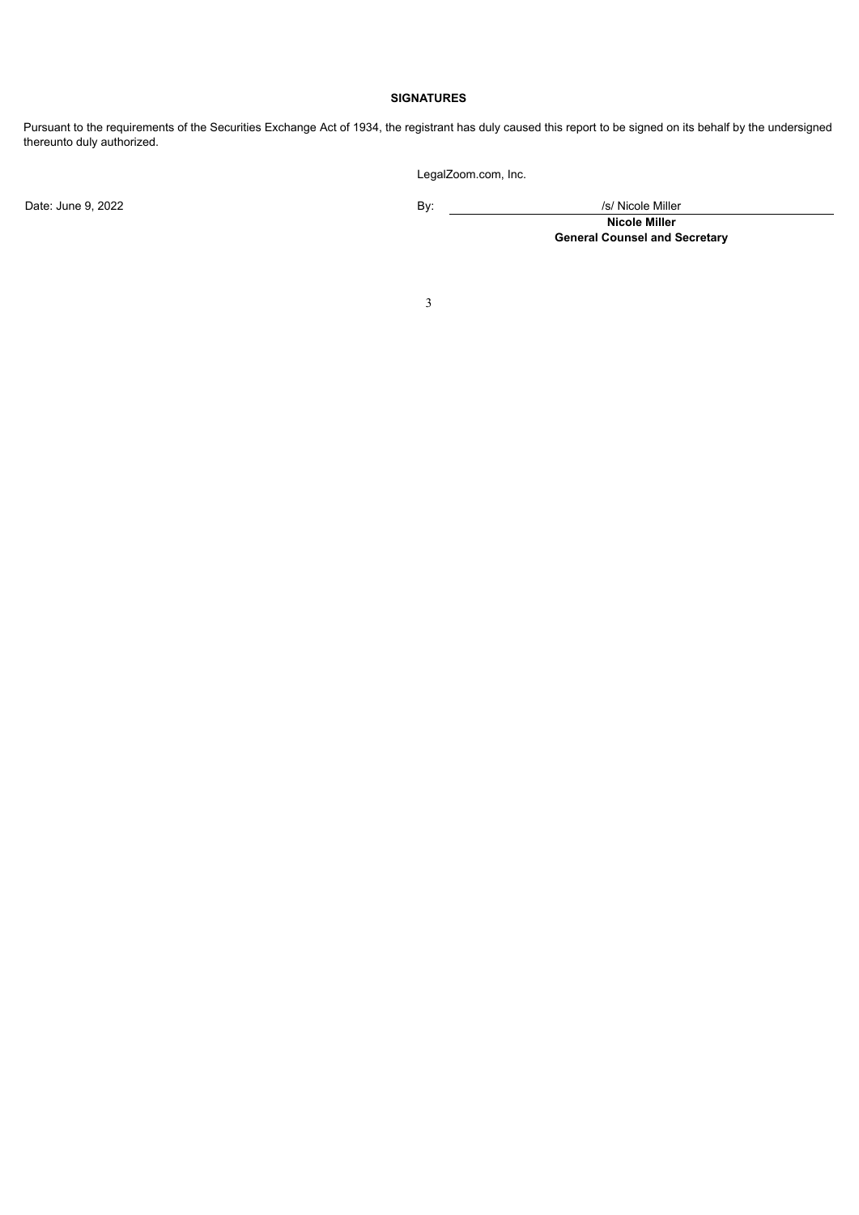**SIGNATURES**

Pursuant to the requirements of the Securities Exchange Act of 1934, the registrant has duly caused this report to be signed on its behalf by the undersigned thereunto duly authorized.

| | | |
|---|---|---|
| | | LegalZoom.com, Inc. |
| Date: June 9, 2022 | By: | /s/ Nicole Miller |
| | | **Nicole Miller** |
| | | **General Counsel and Secretary** |